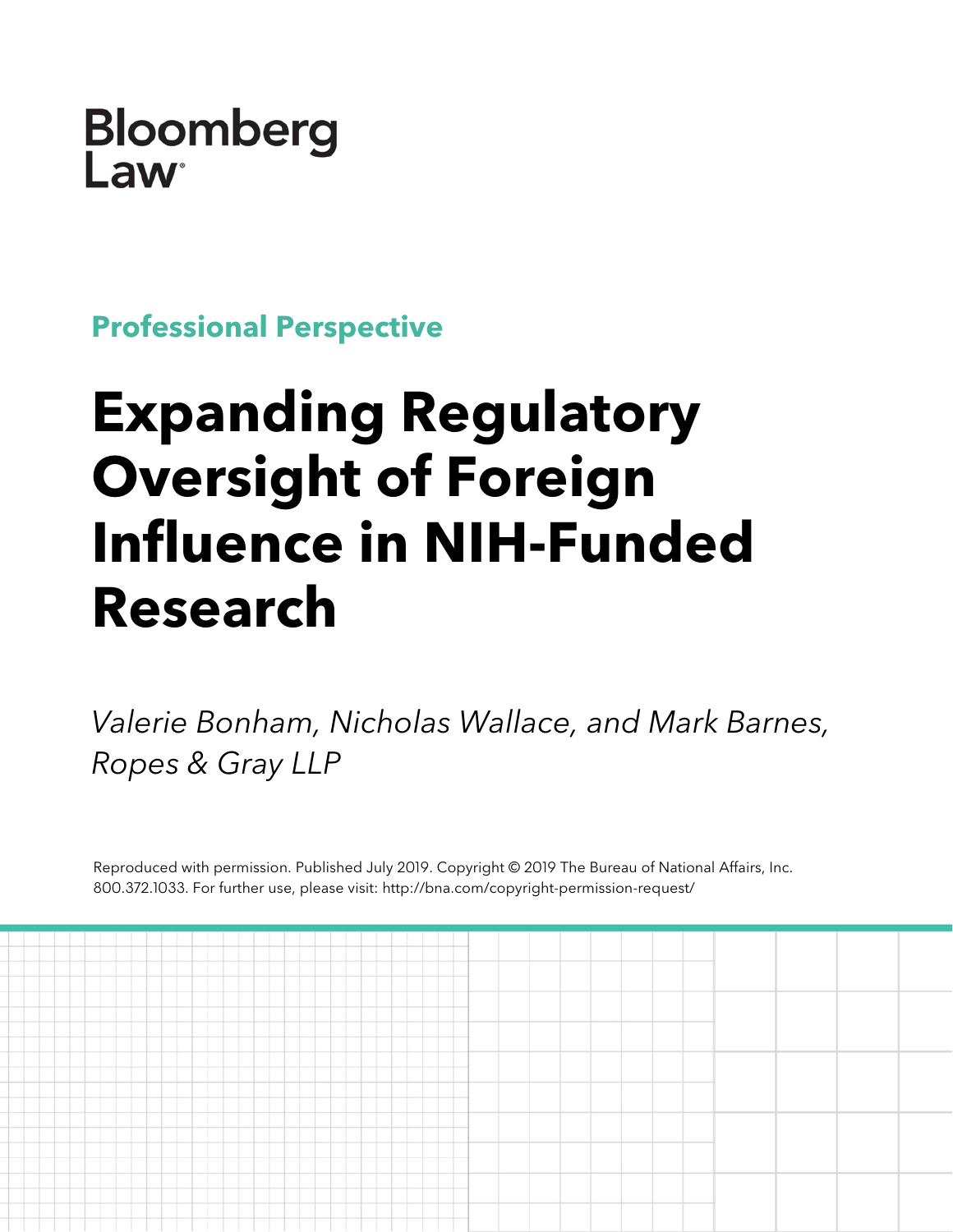Bloomberg Law

**Professional Perspective**

# Expanding Regulatory Oversight of Foreign Influence in NIH-Funded Research

*Valerie Bonham, Nicholas Wallace, and Mark Barnes, Ropes & Gray LLP*

Reproduced with permission. Published July 2019. Copyright © 2019 The Bureau of National Affairs, Inc. 800.372.1033. For further use, please visit: http://bna.com/copyright-permission-request/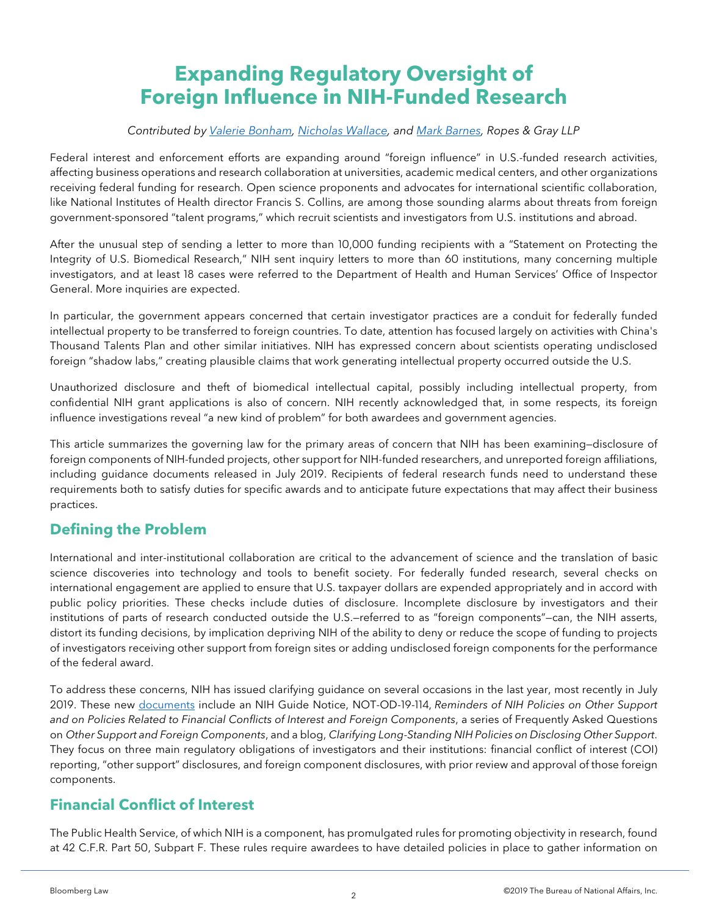# Expanding Regulatory Oversight of Foreign Influence in NIH-Funded Research

*Contributed by Valerie Bonham, Nicholas Wallace, and Mark Barnes, Ropes & Gray LLP*

Federal interest and enforcement efforts are expanding around "foreign influence" in U.S.-funded research activities, affecting business operations and research collaboration at universities, academic medical centers, and other organizations receiving federal funding for research. Open science proponents and advocates for international scientific collaboration, like National Institutes of Health director Francis S. Collins, are among those sounding alarms about threats from foreign government-sponsored "talent programs," which recruit scientists and investigators from U.S. institutions and abroad.

After the unusual step of sending a letter to more than 10,000 funding recipients with a "Statement on Protecting the Integrity of U.S. Biomedical Research," NIH sent inquiry letters to more than 60 institutions, many concerning multiple investigators, and at least 18 cases were referred to the Department of Health and Human Services' Office of Inspector General. More inquiries are expected.

In particular, the government appears concerned that certain investigator practices are a conduit for federally funded intellectual property to be transferred to foreign countries. To date, attention has focused largely on activities with China's Thousand Talents Plan and other similar initiatives. NIH has expressed concern about scientists operating undisclosed foreign "shadow labs," creating plausible claims that work generating intellectual property occurred outside the U.S.

Unauthorized disclosure and theft of biomedical intellectual capital, possibly including intellectual property, from confidential NIH grant applications is also of concern. NIH recently acknowledged that, in some respects, its foreign influence investigations reveal "a new kind of problem" for both awardees and government agencies.

This article summarizes the governing law for the primary areas of concern that NIH has been examining—disclosure of foreign components of NIH-funded projects, other support for NIH-funded researchers, and unreported foreign affiliations, including guidance documents released in July 2019. Recipients of federal research funds need to understand these requirements both to satisfy duties for specific awards and to anticipate future expectations that may affect their business practices.

## Defining the Problem

International and inter-institutional collaboration are critical to the advancement of science and the translation of basic science discoveries into technology and tools to benefit society. For federally funded research, several checks on international engagement are applied to ensure that U.S. taxpayer dollars are expended appropriately and in accord with public policy priorities. These checks include duties of disclosure. Incomplete disclosure by investigators and their institutions of parts of research conducted outside the U.S.—referred to as "foreign components"—can, the NIH asserts, distort its funding decisions, by implication depriving NIH of the ability to deny or reduce the scope of funding to projects of investigators receiving other support from foreign sites or adding undisclosed foreign components for the performance of the federal award.

To address these concerns, NIH has issued clarifying guidance on several occasions in the last year, most recently in July 2019. These new documents include an NIH Guide Notice, NOT-OD-19-114, *Reminders of NIH Policies on Other Support and on Policies Related to Financial Conflicts of Interest and Foreign Components*, a series of Frequently Asked Questions on *Other Support and Foreign Components*, and a blog, *Clarifying Long-Standing NIH Policies on Disclosing Other Support*. They focus on three main regulatory obligations of investigators and their institutions: financial conflict of interest (COI) reporting, "other support" disclosures, and foreign component disclosures, with prior review and approval of those foreign components.

## Financial Conflict of Interest

The Public Health Service, of which NIH is a component, has promulgated rules for promoting objectivity in research, found at 42 C.F.R. Part 50, Subpart F. These rules require awardees to have detailed policies in place to gather information on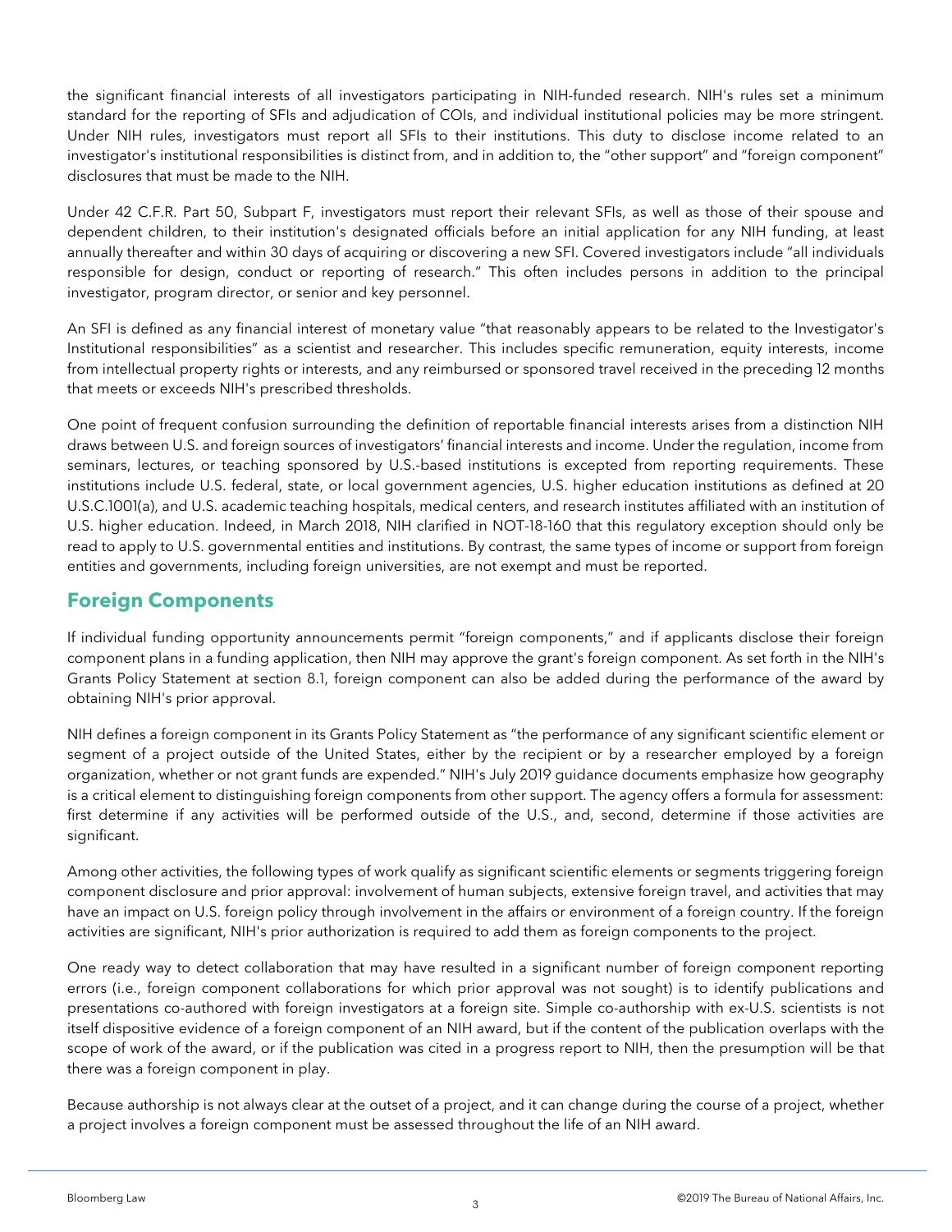the significant financial interests of all investigators participating in NIH-funded research. NIH's rules set a minimum standard for the reporting of SFIs and adjudication of COIs, and individual institutional policies may be more stringent. Under NIH rules, investigators must report all SFIs to their institutions. This duty to disclose income related to an investigator's institutional responsibilities is distinct from, and in addition to, the "other support" and "foreign component" disclosures that must be made to the NIH.

Under 42 C.F.R. Part 50, Subpart F, investigators must report their relevant SFIs, as well as those of their spouse and dependent children, to their institution's designated officials before an initial application for any NIH funding, at least annually thereafter and within 30 days of acquiring or discovering a new SFI. Covered investigators include "all individuals responsible for design, conduct or reporting of research." This often includes persons in addition to the principal investigator, program director, or senior and key personnel.

An SFI is defined as any financial interest of monetary value "that reasonably appears to be related to the Investigator's Institutional responsibilities" as a scientist and researcher. This includes specific remuneration, equity interests, income from intellectual property rights or interests, and any reimbursed or sponsored travel received in the preceding 12 months that meets or exceeds NIH's prescribed thresholds.

One point of frequent confusion surrounding the definition of reportable financial interests arises from a distinction NIH draws between U.S. and foreign sources of investigators' financial interests and income. Under the regulation, income from seminars, lectures, or teaching sponsored by U.S.-based institutions is excepted from reporting requirements. These institutions include U.S. federal, state, or local government agencies, U.S. higher education institutions as defined at 20 U.S.C.1001(a), and U.S. academic teaching hospitals, medical centers, and research institutes affiliated with an institution of U.S. higher education. Indeed, in March 2018, NIH clarified in NOT-18-160 that this regulatory exception should only be read to apply to U.S. governmental entities and institutions. By contrast, the same types of income or support from foreign entities and governments, including foreign universities, are not exempt and must be reported.

## Foreign Components

If individual funding opportunity announcements permit "foreign components," and if applicants disclose their foreign component plans in a funding application, then NIH may approve the grant's foreign component. As set forth in the NIH's Grants Policy Statement at section 8.1, foreign component can also be added during the performance of the award by obtaining NIH's prior approval.

NIH defines a foreign component in its Grants Policy Statement as "the performance of any significant scientific element or segment of a project outside of the United States, either by the recipient or by a researcher employed by a foreign organization, whether or not grant funds are expended." NIH's July 2019 guidance documents emphasize how geography is a critical element to distinguishing foreign components from other support. The agency offers a formula for assessment: first determine if any activities will be performed outside of the U.S., and, second, determine if those activities are significant.

Among other activities, the following types of work qualify as significant scientific elements or segments triggering foreign component disclosure and prior approval: involvement of human subjects, extensive foreign travel, and activities that may have an impact on U.S. foreign policy through involvement in the affairs or environment of a foreign country. If the foreign activities are significant, NIH's prior authorization is required to add them as foreign components to the project.

One ready way to detect collaboration that may have resulted in a significant number of foreign component reporting errors (i.e., foreign component collaborations for which prior approval was not sought) is to identify publications and presentations co-authored with foreign investigators at a foreign site. Simple co-authorship with ex-U.S. scientists is not itself dispositive evidence of a foreign component of an NIH award, but if the content of the publication overlaps with the scope of work of the award, or if the publication was cited in a progress report to NIH, then the presumption will be that there was a foreign component in play.

Because authorship is not always clear at the outset of a project, and it can change during the course of a project, whether a project involves a foreign component must be assessed throughout the life of an NIH award.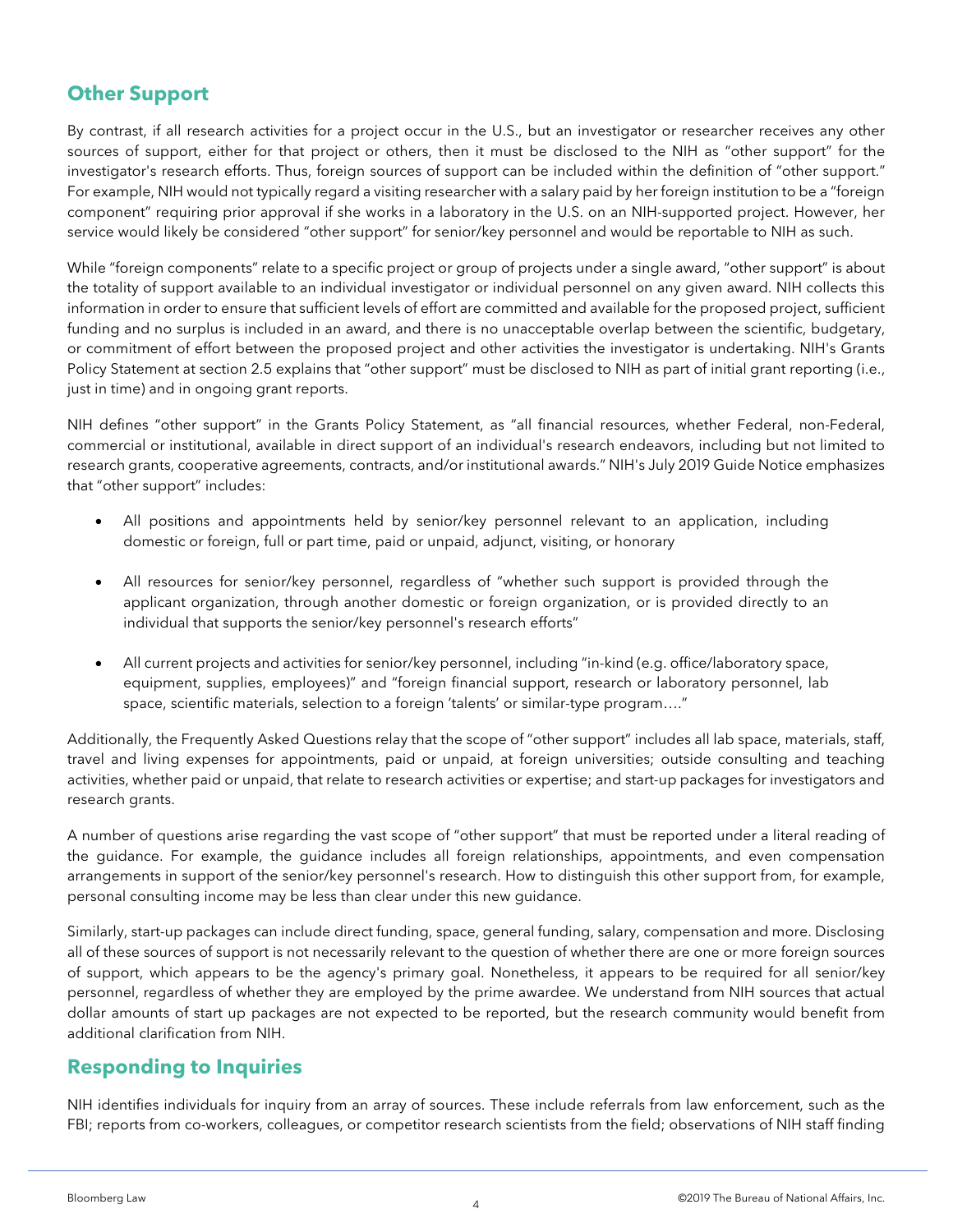## Other Support

By contrast, if all research activities for a project occur in the U.S., but an investigator or researcher receives any other sources of support, either for that project or others, then it must be disclosed to the NIH as "other support" for the investigator's research efforts. Thus, foreign sources of support can be included within the definition of "other support." For example, NIH would not typically regard a visiting researcher with a salary paid by her foreign institution to be a "foreign component" requiring prior approval if she works in a laboratory in the U.S. on an NIH-supported project. However, her service would likely be considered "other support" for senior/key personnel and would be reportable to NIH as such.

While "foreign components" relate to a specific project or group of projects under a single award, "other support" is about the totality of support available to an individual investigator or individual personnel on any given award. NIH collects this information in order to ensure that sufficient levels of effort are committed and available for the proposed project, sufficient funding and no surplus is included in an award, and there is no unacceptable overlap between the scientific, budgetary, or commitment of effort between the proposed project and other activities the investigator is undertaking. NIH's Grants Policy Statement at section 2.5 explains that "other support" must be disclosed to NIH as part of initial grant reporting (i.e., just in time) and in ongoing grant reports.

NIH defines "other support" in the Grants Policy Statement, as "all financial resources, whether Federal, non-Federal, commercial or institutional, available in direct support of an individual's research endeavors, including but not limited to research grants, cooperative agreements, contracts, and/or institutional awards." NIH's July 2019 Guide Notice emphasizes that "other support" includes:

- All positions and appointments held by senior/key personnel relevant to an application, including domestic or foreign, full or part time, paid or unpaid, adjunct, visiting, or honorary
- All resources for senior/key personnel, regardless of "whether such support is provided through the applicant organization, through another domestic or foreign organization, or is provided directly to an individual that supports the senior/key personnel's research efforts"
- All current projects and activities for senior/key personnel, including "in-kind (e.g. office/laboratory space, equipment, supplies, employees)" and "foreign financial support, research or laboratory personnel, lab space, scientific materials, selection to a foreign 'talents' or similar-type program…."

Additionally, the Frequently Asked Questions relay that the scope of "other support" includes all lab space, materials, staff, travel and living expenses for appointments, paid or unpaid, at foreign universities; outside consulting and teaching activities, whether paid or unpaid, that relate to research activities or expertise; and start-up packages for investigators and research grants.

A number of questions arise regarding the vast scope of "other support" that must be reported under a literal reading of the guidance. For example, the guidance includes all foreign relationships, appointments, and even compensation arrangements in support of the senior/key personnel's research. How to distinguish this other support from, for example, personal consulting income may be less than clear under this new guidance.

Similarly, start-up packages can include direct funding, space, general funding, salary, compensation and more. Disclosing all of these sources of support is not necessarily relevant to the question of whether there are one or more foreign sources of support, which appears to be the agency's primary goal. Nonetheless, it appears to be required for all senior/key personnel, regardless of whether they are employed by the prime awardee. We understand from NIH sources that actual dollar amounts of start up packages are not expected to be reported, but the research community would benefit from additional clarification from NIH.

## Responding to Inquiries

NIH identifies individuals for inquiry from an array of sources. These include referrals from law enforcement, such as the FBI; reports from co-workers, colleagues, or competitor research scientists from the field; observations of NIH staff finding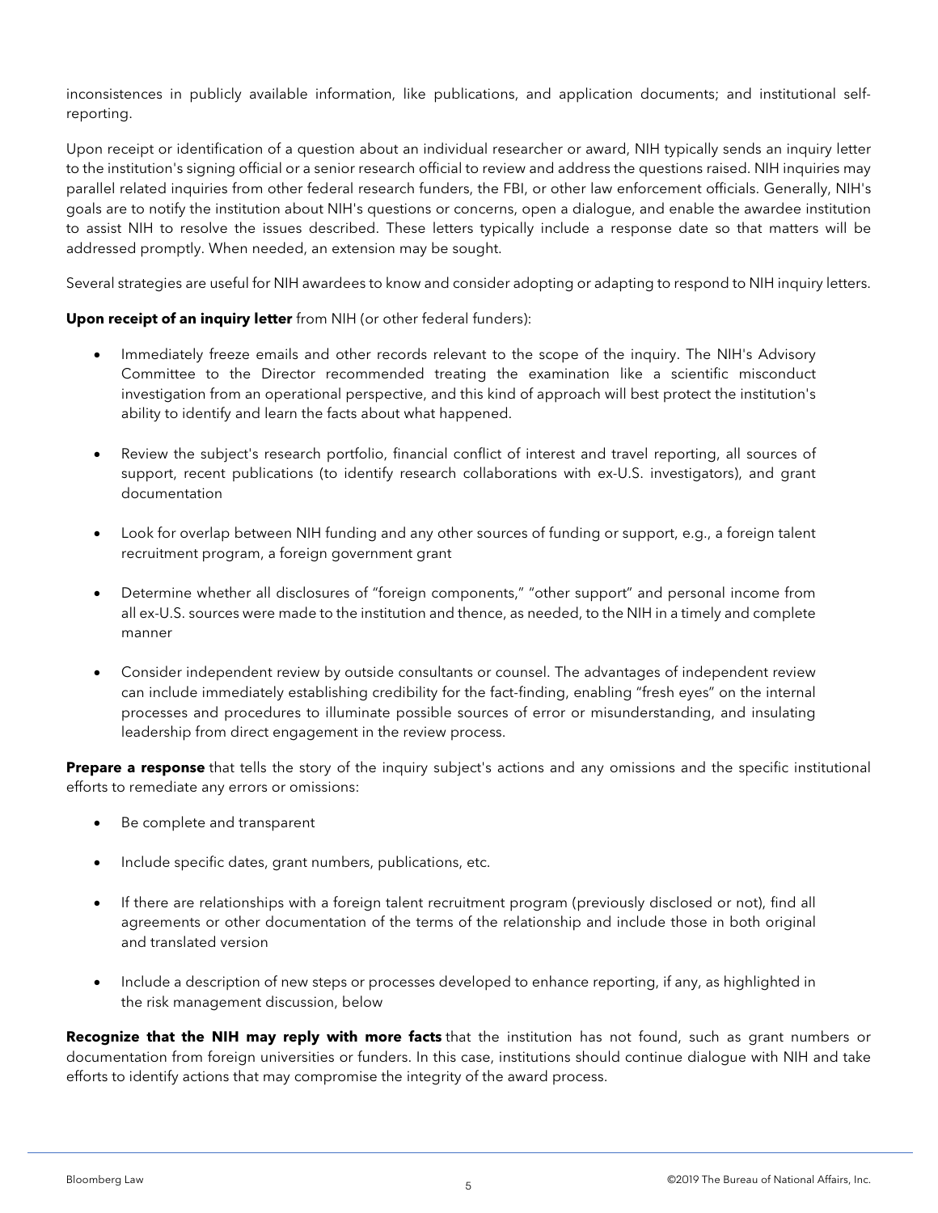inconsistences in publicly available information, like publications, and application documents; and institutional self-reporting.

Upon receipt or identification of a question about an individual researcher or award, NIH typically sends an inquiry letter to the institution's signing official or a senior research official to review and address the questions raised. NIH inquiries may parallel related inquiries from other federal research funders, the FBI, or other law enforcement officials. Generally, NIH's goals are to notify the institution about NIH's questions or concerns, open a dialogue, and enable the awardee institution to assist NIH to resolve the issues described. These letters typically include a response date so that matters will be addressed promptly. When needed, an extension may be sought.

Several strategies are useful for NIH awardees to know and consider adopting or adapting to respond to NIH inquiry letters.

**Upon receipt of an inquiry letter** from NIH (or other federal funders):

- Immediately freeze emails and other records relevant to the scope of the inquiry. The NIH's Advisory Committee to the Director recommended treating the examination like a scientific misconduct investigation from an operational perspective, and this kind of approach will best protect the institution's ability to identify and learn the facts about what happened.
- Review the subject's research portfolio, financial conflict of interest and travel reporting, all sources of support, recent publications (to identify research collaborations with ex-U.S. investigators), and grant documentation
- Look for overlap between NIH funding and any other sources of funding or support, e.g., a foreign talent recruitment program, a foreign government grant
- Determine whether all disclosures of "foreign components," "other support" and personal income from all ex-U.S. sources were made to the institution and thence, as needed, to the NIH in a timely and complete manner
- Consider independent review by outside consultants or counsel. The advantages of independent review can include immediately establishing credibility for the fact-finding, enabling "fresh eyes" on the internal processes and procedures to illuminate possible sources of error or misunderstanding, and insulating leadership from direct engagement in the review process.

**Prepare a response** that tells the story of the inquiry subject's actions and any omissions and the specific institutional efforts to remediate any errors or omissions:

- Be complete and transparent
- Include specific dates, grant numbers, publications, etc.
- If there are relationships with a foreign talent recruitment program (previously disclosed or not), find all agreements or other documentation of the terms of the relationship and include those in both original and translated version
- Include a description of new steps or processes developed to enhance reporting, if any, as highlighted in the risk management discussion, below

**Recognize that the NIH may reply with more facts** that the institution has not found, such as grant numbers or documentation from foreign universities or funders. In this case, institutions should continue dialogue with NIH and take efforts to identify actions that may compromise the integrity of the award process.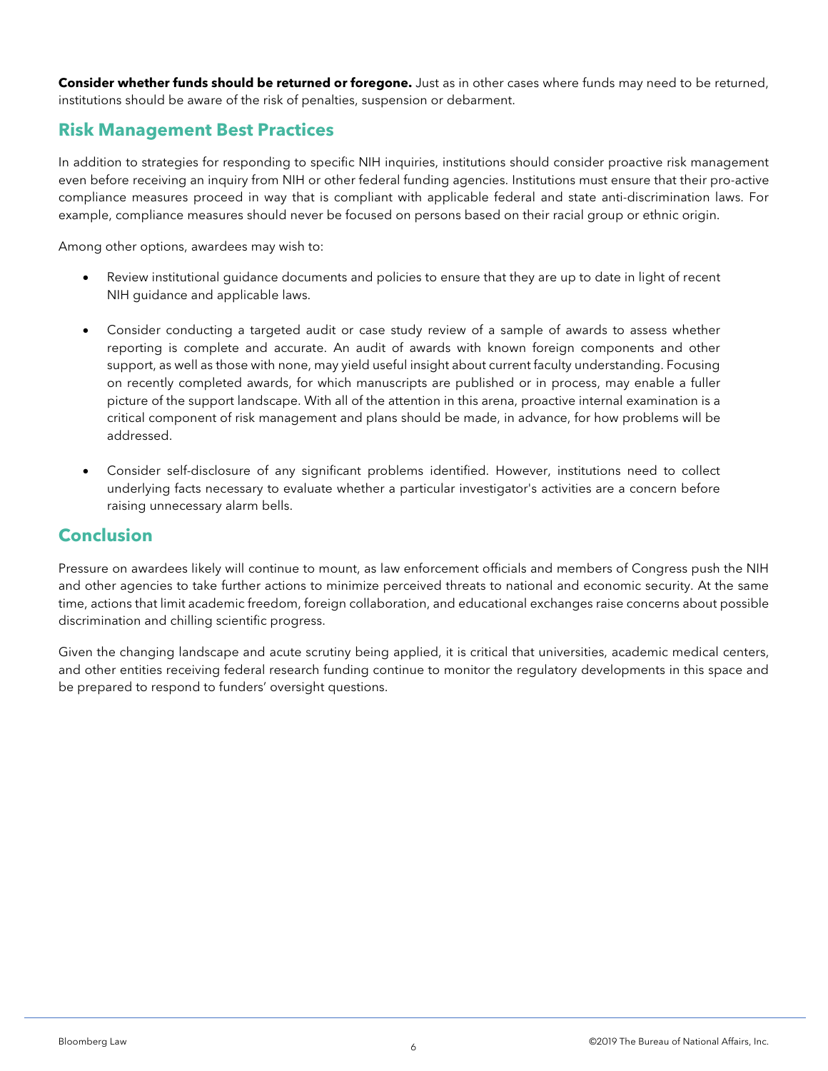**Consider whether funds should be returned or foregone.** Just as in other cases where funds may need to be returned, institutions should be aware of the risk of penalties, suspension or debarment.

## Risk Management Best Practices

In addition to strategies for responding to specific NIH inquiries, institutions should consider proactive risk management even before receiving an inquiry from NIH or other federal funding agencies. Institutions must ensure that their pro-active compliance measures proceed in way that is compliant with applicable federal and state anti-discrimination laws. For example, compliance measures should never be focused on persons based on their racial group or ethnic origin.

Among other options, awardees may wish to:

- Review institutional guidance documents and policies to ensure that they are up to date in light of recent NIH guidance and applicable laws.
- Consider conducting a targeted audit or case study review of a sample of awards to assess whether reporting is complete and accurate. An audit of awards with known foreign components and other support, as well as those with none, may yield useful insight about current faculty understanding. Focusing on recently completed awards, for which manuscripts are published or in process, may enable a fuller picture of the support landscape. With all of the attention in this arena, proactive internal examination is a critical component of risk management and plans should be made, in advance, for how problems will be addressed.
- Consider self-disclosure of any significant problems identified. However, institutions need to collect underlying facts necessary to evaluate whether a particular investigator's activities are a concern before raising unnecessary alarm bells.

## Conclusion

Pressure on awardees likely will continue to mount, as law enforcement officials and members of Congress push the NIH and other agencies to take further actions to minimize perceived threats to national and economic security. At the same time, actions that limit academic freedom, foreign collaboration, and educational exchanges raise concerns about possible discrimination and chilling scientific progress.

Given the changing landscape and acute scrutiny being applied, it is critical that universities, academic medical centers, and other entities receiving federal research funding continue to monitor the regulatory developments in this space and be prepared to respond to funders' oversight questions.